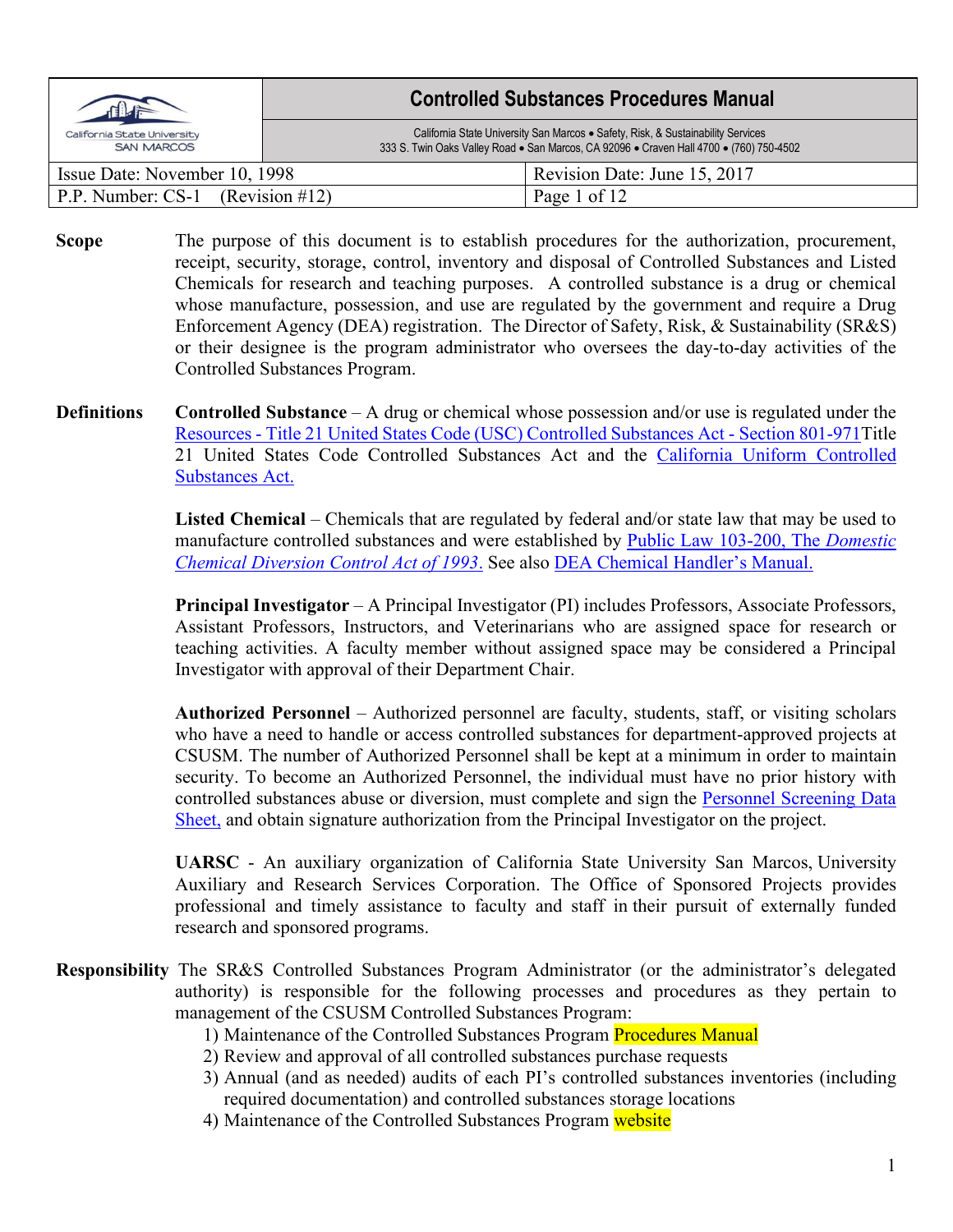# Controlled Substances Procedures Manual

California State University San Marcos • Safety, Risk, & Sustainability Services
333 S. Twin Oaks Valley Road • San Marcos, CA 92096 • Craven Hall 4700 • (760) 750-4502

| Issue Date: November 10, 1998 | Revision Date: June 15, 2017 |
|---|---|
| P.P. Number: CS-1 (Revision #12) | Page 1 of 12 |

**Scope**

The purpose of this document is to establish procedures for the authorization, procurement, receipt, security, storage, control, inventory and disposal of Controlled Substances and Listed Chemicals for research and teaching purposes. A controlled substance is a drug or chemical whose manufacture, possession, and use are regulated by the government and require a Drug Enforcement Agency (DEA) registration. The Director of Safety, Risk, & Sustainability (SR&S) or their designee is the program administrator who oversees the day-to-day activities of the Controlled Substances Program.

**Definitions**

**Controlled Substance** – A drug or chemical whose possession and/or use is regulated under the Resources - Title 21 United States Code (USC) Controlled Substances Act - Section 801-971Title 21 United States Code Controlled Substances Act and the California Uniform Controlled Substances Act.

**Listed Chemical** – Chemicals that are regulated by federal and/or state law that may be used to manufacture controlled substances and were established by Public Law 103-200, The *Domestic Chemical Diversion Control Act of 1993*. See also DEA Chemical Handler's Manual.

**Principal Investigator** – A Principal Investigator (PI) includes Professors, Associate Professors, Assistant Professors, Instructors, and Veterinarians who are assigned space for research or teaching activities. A faculty member without assigned space may be considered a Principal Investigator with approval of their Department Chair.

**Authorized Personnel** – Authorized personnel are faculty, students, staff, or visiting scholars who have a need to handle or access controlled substances for department-approved projects at CSUSM. The number of Authorized Personnel shall be kept at a minimum in order to maintain security. To become an Authorized Personnel, the individual must have no prior history with controlled substances abuse or diversion, must complete and sign the Personnel Screening Data Sheet, and obtain signature authorization from the Principal Investigator on the project.

**UARSC** - An auxiliary organization of California State University San Marcos, University Auxiliary and Research Services Corporation. The Office of Sponsored Projects provides professional and timely assistance to faculty and staff in their pursuit of externally funded research and sponsored programs.

**Responsibility**

The SR&S Controlled Substances Program Administrator (or the administrator's delegated authority) is responsible for the following processes and procedures as they pertain to management of the CSUSM Controlled Substances Program:

1) Maintenance of the Controlled Substances Program Procedures Manual
2) Review and approval of all controlled substances purchase requests
3) Annual (and as needed) audits of each PI's controlled substances inventories (including required documentation) and controlled substances storage locations
4) Maintenance of the Controlled Substances Program website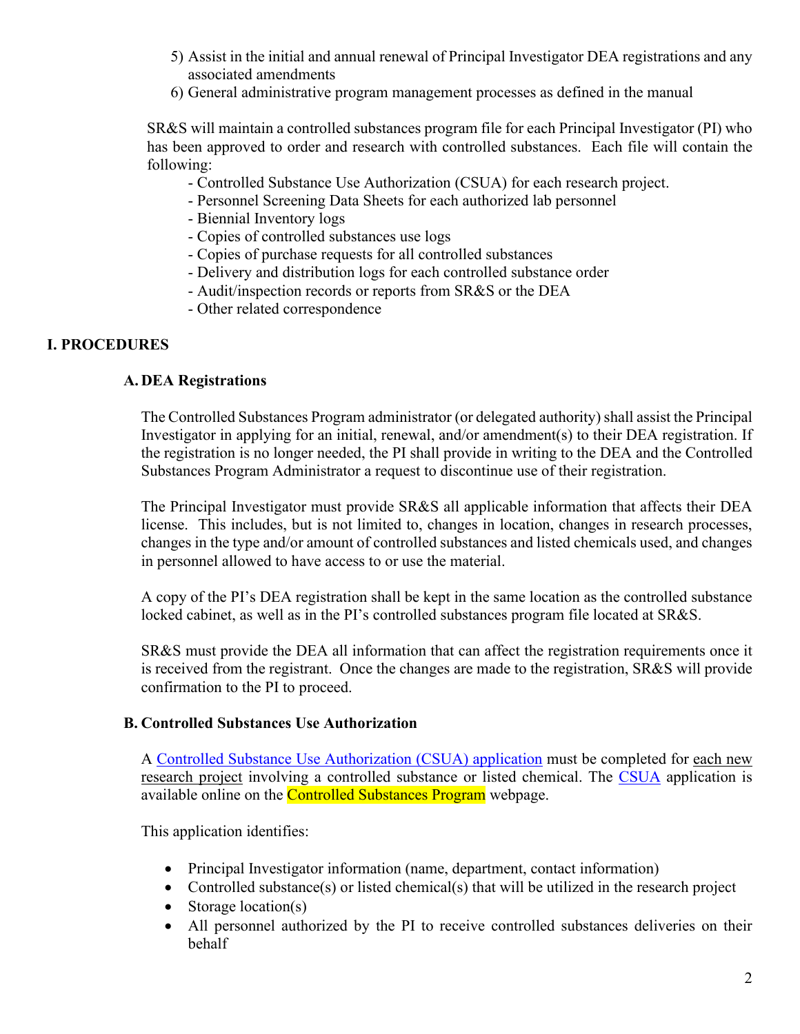5) Assist in the initial and annual renewal of Principal Investigator DEA registrations and any associated amendments
6) General administrative program management processes as defined in the manual

SR&S will maintain a controlled substances program file for each Principal Investigator (PI) who has been approved to order and research with controlled substances. Each file will contain the following:

- Controlled Substance Use Authorization (CSUA) for each research project.
- Personnel Screening Data Sheets for each authorized lab personnel
- Biennial Inventory logs
- Copies of controlled substances use logs
- Copies of purchase requests for all controlled substances
- Delivery and distribution logs for each controlled substance order
- Audit/inspection records or reports from SR&S or the DEA
- Other related correspondence

## I. PROCEDURES

### A. DEA Registrations

The Controlled Substances Program administrator (or delegated authority) shall assist the Principal Investigator in applying for an initial, renewal, and/or amendment(s) to their DEA registration. If the registration is no longer needed, the PI shall provide in writing to the DEA and the Controlled Substances Program Administrator a request to discontinue use of their registration.

The Principal Investigator must provide SR&S all applicable information that affects their DEA license. This includes, but is not limited to, changes in location, changes in research processes, changes in the type and/or amount of controlled substances and listed chemicals used, and changes in personnel allowed to have access to or use the material.

A copy of the PI's DEA registration shall be kept in the same location as the controlled substance locked cabinet, as well as in the PI's controlled substances program file located at SR&S.

SR&S must provide the DEA all information that can affect the registration requirements once it is received from the registrant. Once the changes are made to the registration, SR&S will provide confirmation to the PI to proceed.

### B. Controlled Substances Use Authorization

A Controlled Substance Use Authorization (CSUA) application must be completed for each new research project involving a controlled substance or listed chemical. The CSUA application is available online on the Controlled Substances Program webpage.

This application identifies:

- Principal Investigator information (name, department, contact information)
- Controlled substance(s) or listed chemical(s) that will be utilized in the research project
- Storage location(s)
- All personnel authorized by the PI to receive controlled substances deliveries on their behalf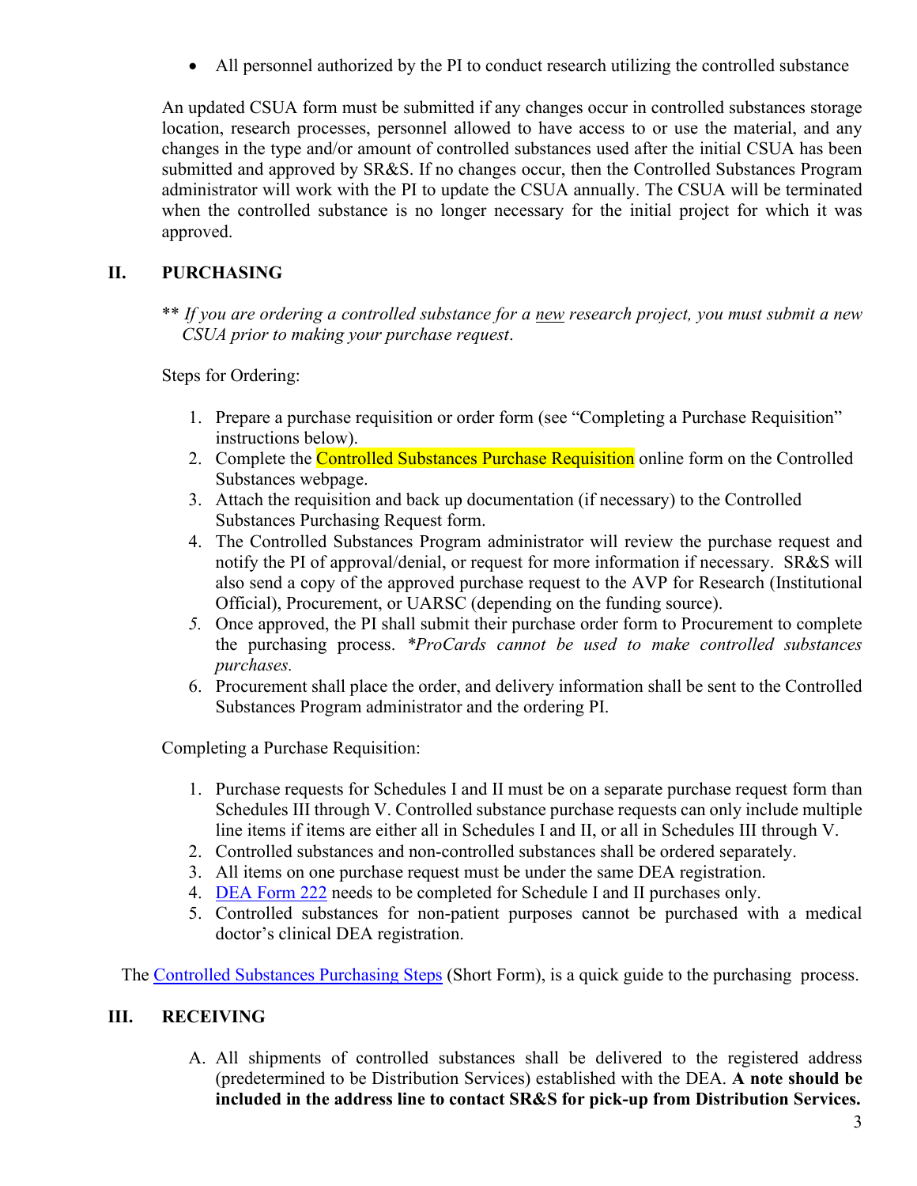- All personnel authorized by the PI to conduct research utilizing the controlled substance

An updated CSUA form must be submitted if any changes occur in controlled substances storage location, research processes, personnel allowed to have access to or use the material, and any changes in the type and/or amount of controlled substances used after the initial CSUA has been submitted and approved by SR&S. If no changes occur, then the Controlled Substances Program administrator will work with the PI to update the CSUA annually. The CSUA will be terminated when the controlled substance is no longer necessary for the initial project for which it was approved.

## II. PURCHASING

** *If you are ordering a controlled substance for a new research project, you must submit a new CSUA prior to making your purchase request*.

Steps for Ordering:

1. Prepare a purchase requisition or order form (see "Completing a Purchase Requisition" instructions below).
2. Complete the Controlled Substances Purchase Requisition online form on the Controlled Substances webpage.
3. Attach the requisition and back up documentation (if necessary) to the Controlled Substances Purchasing Request form.
4. The Controlled Substances Program administrator will review the purchase request and notify the PI of approval/denial, or request for more information if necessary. SR&S will also send a copy of the approved purchase request to the AVP for Research (Institutional Official), Procurement, or UARSC (depending on the funding source).
5. Once approved, the PI shall submit their purchase order form to Procurement to complete the purchasing process. *\*ProCards cannot be used to make controlled substances purchases.*
6. Procurement shall place the order, and delivery information shall be sent to the Controlled Substances Program administrator and the ordering PI.

Completing a Purchase Requisition:

1. Purchase requests for Schedules I and II must be on a separate purchase request form than Schedules III through V. Controlled substance purchase requests can only include multiple line items if items are either all in Schedules I and II, or all in Schedules III through V.
2. Controlled substances and non-controlled substances shall be ordered separately.
3. All items on one purchase request must be under the same DEA registration.
4. DEA Form 222 needs to be completed for Schedule I and II purchases only.
5. Controlled substances for non-patient purposes cannot be purchased with a medical doctor's clinical DEA registration.

The Controlled Substances Purchasing Steps (Short Form), is a quick guide to the purchasing process.

## III. RECEIVING

A. All shipments of controlled substances shall be delivered to the registered address (predetermined to be Distribution Services) established with the DEA. **A note should be included in the address line to contact SR&S for pick-up from Distribution Services.**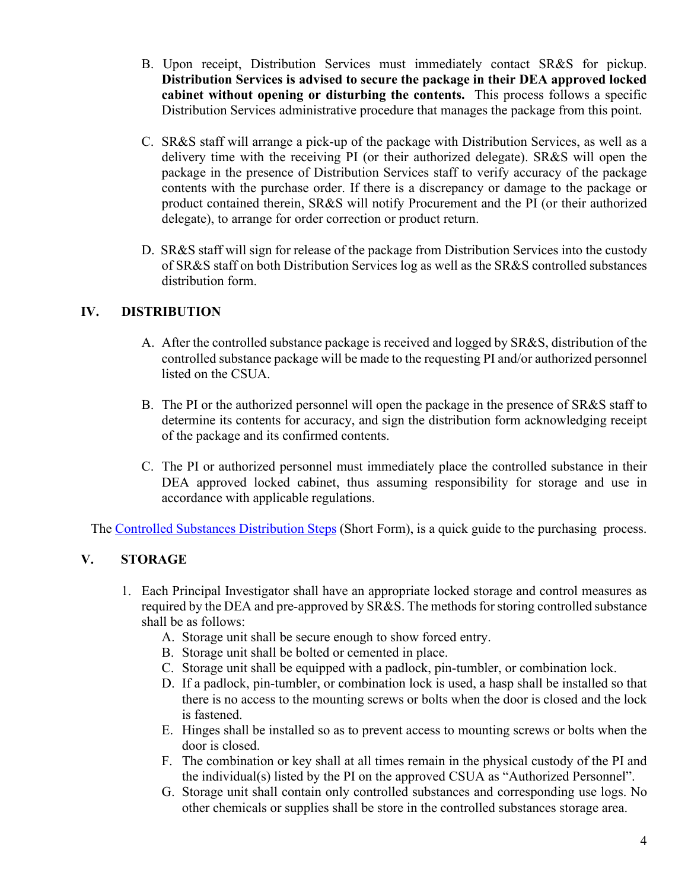B. Upon receipt, Distribution Services must immediately contact SR&S for pickup. **Distribution Services is advised to secure the package in their DEA approved locked cabinet without opening or disturbing the contents.** This process follows a specific Distribution Services administrative procedure that manages the package from this point.

C. SR&S staff will arrange a pick-up of the package with Distribution Services, as well as a delivery time with the receiving PI (or their authorized delegate). SR&S will open the package in the presence of Distribution Services staff to verify accuracy of the package contents with the purchase order. If there is a discrepancy or damage to the package or product contained therein, SR&S will notify Procurement and the PI (or their authorized delegate), to arrange for order correction or product return.

D. SR&S staff will sign for release of the package from Distribution Services into the custody of SR&S staff on both Distribution Services log as well as the SR&S controlled substances distribution form.

## IV. DISTRIBUTION

A. After the controlled substance package is received and logged by SR&S, distribution of the controlled substance package will be made to the requesting PI and/or authorized personnel listed on the CSUA.

B. The PI or the authorized personnel will open the package in the presence of SR&S staff to determine its contents for accuracy, and sign the distribution form acknowledging receipt of the package and its confirmed contents.

C. The PI or authorized personnel must immediately place the controlled substance in their DEA approved locked cabinet, thus assuming responsibility for storage and use in accordance with applicable regulations.

The [Controlled Substances Distribution Steps]() (Short Form), is a quick guide to the purchasing process.

## V. STORAGE

1. Each Principal Investigator shall have an appropriate locked storage and control measures as required by the DEA and pre-approved by SR&S. The methods for storing controlled substance shall be as follows:
   A. Storage unit shall be secure enough to show forced entry.
   B. Storage unit shall be bolted or cemented in place.
   C. Storage unit shall be equipped with a padlock, pin-tumbler, or combination lock.
   D. If a padlock, pin-tumbler, or combination lock is used, a hasp shall be installed so that there is no access to the mounting screws or bolts when the door is closed and the lock is fastened.
   E. Hinges shall be installed so as to prevent access to mounting screws or bolts when the door is closed.
   F. The combination or key shall at all times remain in the physical custody of the PI and the individual(s) listed by the PI on the approved CSUA as "Authorized Personnel".
   G. Storage unit shall contain only controlled substances and corresponding use logs. No other chemicals or supplies shall be store in the controlled substances storage area.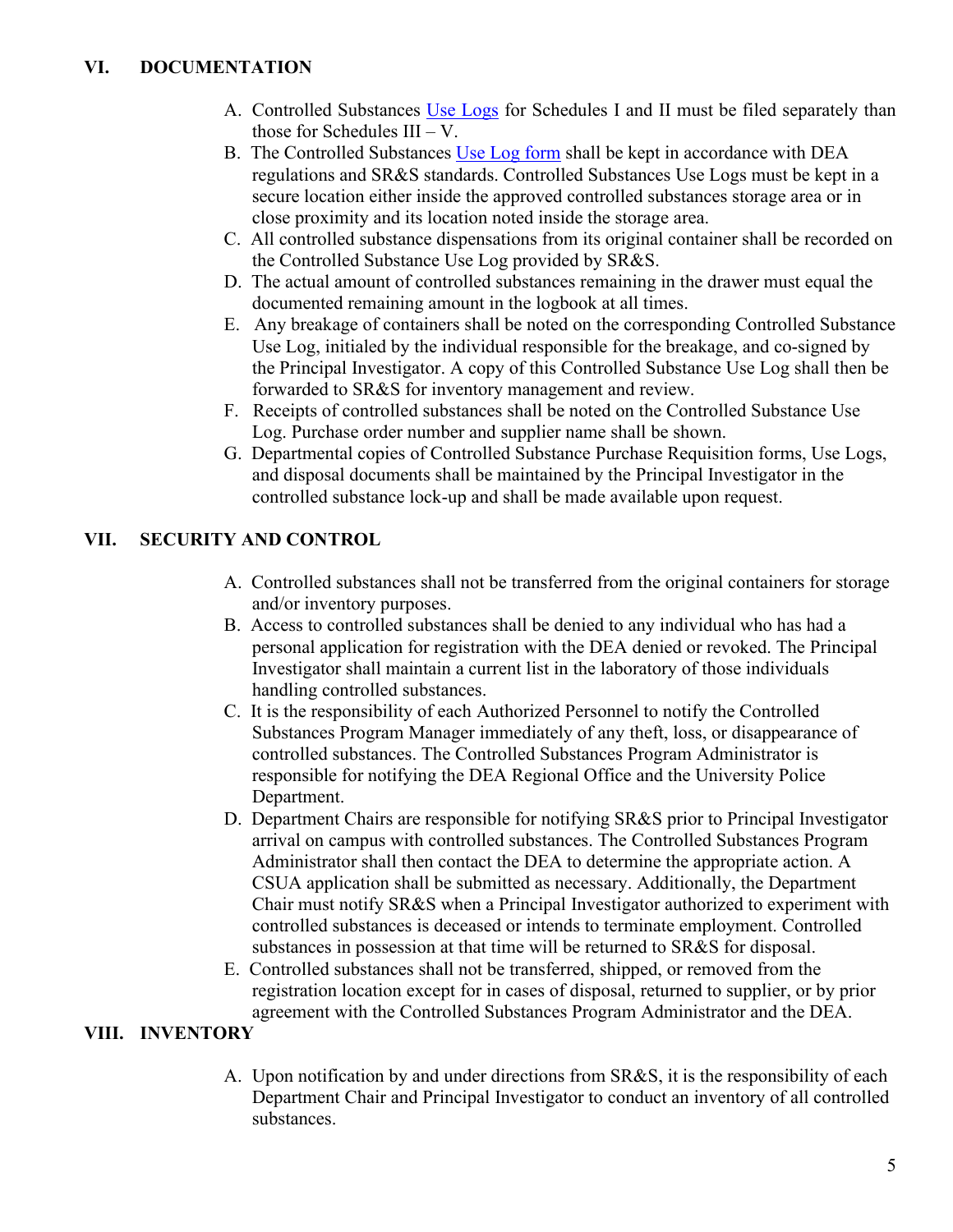## VI. DOCUMENTATION

A. Controlled Substances Use Logs for Schedules I and II must be filed separately than those for Schedules III – V.

B. The Controlled Substances Use Log form shall be kept in accordance with DEA regulations and SR&S standards. Controlled Substances Use Logs must be kept in a secure location either inside the approved controlled substances storage area or in close proximity and its location noted inside the storage area.

C. All controlled substance dispensations from its original container shall be recorded on the Controlled Substance Use Log provided by SR&S.

D. The actual amount of controlled substances remaining in the drawer must equal the documented remaining amount in the logbook at all times.

E. Any breakage of containers shall be noted on the corresponding Controlled Substance Use Log, initialed by the individual responsible for the breakage, and co-signed by the Principal Investigator. A copy of this Controlled Substance Use Log shall then be forwarded to SR&S for inventory management and review.

F. Receipts of controlled substances shall be noted on the Controlled Substance Use Log. Purchase order number and supplier name shall be shown.

G. Departmental copies of Controlled Substance Purchase Requisition forms, Use Logs, and disposal documents shall be maintained by the Principal Investigator in the controlled substance lock-up and shall be made available upon request.

## VII. SECURITY AND CONTROL

A. Controlled substances shall not be transferred from the original containers for storage and/or inventory purposes.

B. Access to controlled substances shall be denied to any individual who has had a personal application for registration with the DEA denied or revoked. The Principal Investigator shall maintain a current list in the laboratory of those individuals handling controlled substances.

C. It is the responsibility of each Authorized Personnel to notify the Controlled Substances Program Manager immediately of any theft, loss, or disappearance of controlled substances. The Controlled Substances Program Administrator is responsible for notifying the DEA Regional Office and the University Police Department.

D. Department Chairs are responsible for notifying SR&S prior to Principal Investigator arrival on campus with controlled substances. The Controlled Substances Program Administrator shall then contact the DEA to determine the appropriate action. A CSUA application shall be submitted as necessary. Additionally, the Department Chair must notify SR&S when a Principal Investigator authorized to experiment with controlled substances is deceased or intends to terminate employment. Controlled substances in possession at that time will be returned to SR&S for disposal.

E. Controlled substances shall not be transferred, shipped, or removed from the registration location except for in cases of disposal, returned to supplier, or by prior agreement with the Controlled Substances Program Administrator and the DEA.

## VIII. INVENTORY

A. Upon notification by and under directions from SR&S, it is the responsibility of each Department Chair and Principal Investigator to conduct an inventory of all controlled substances.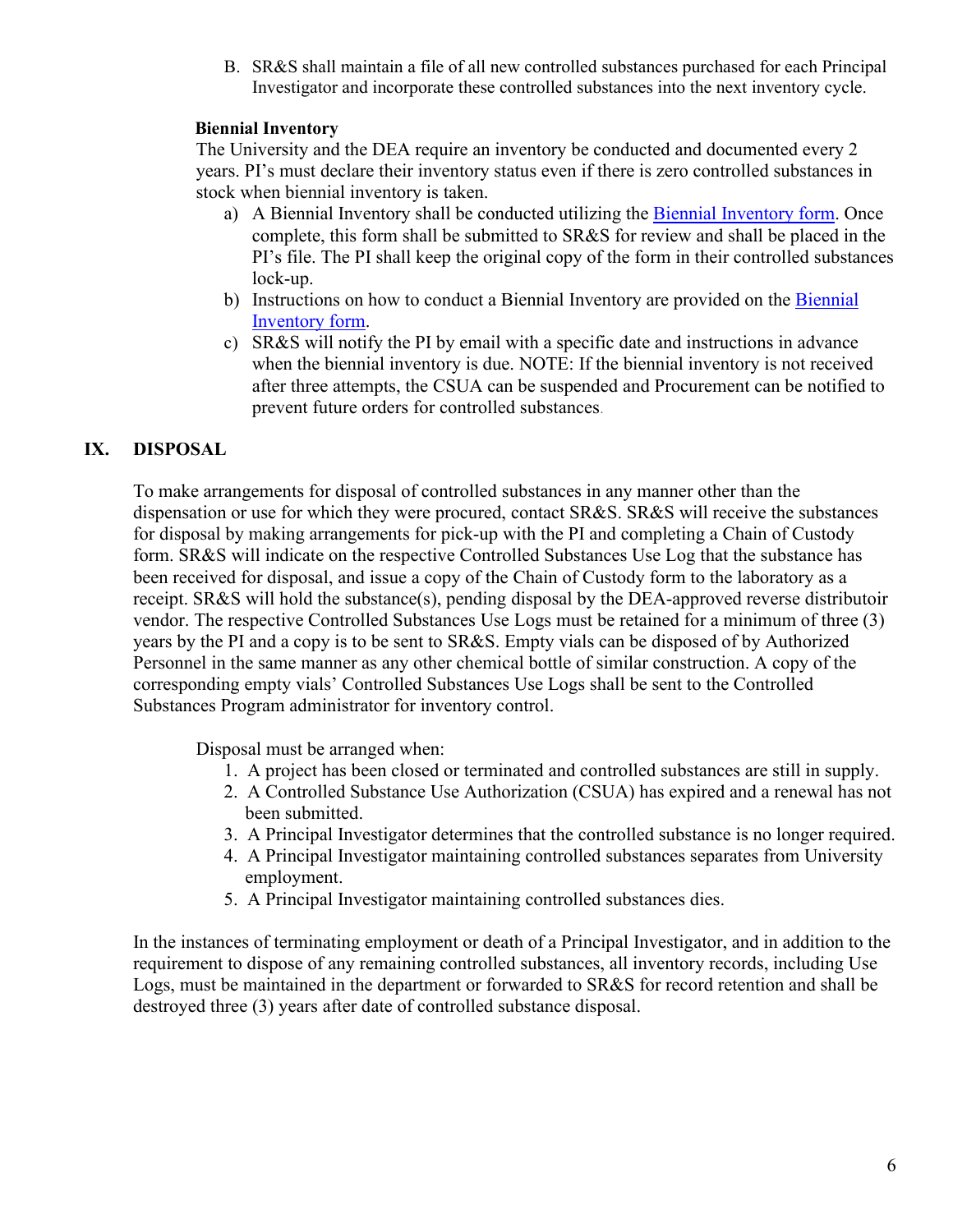B. SR&S shall maintain a file of all new controlled substances purchased for each Principal Investigator and incorporate these controlled substances into the next inventory cycle.

**Biennial Inventory**

The University and the DEA require an inventory be conducted and documented every 2 years. PI's must declare their inventory status even if there is zero controlled substances in stock when biennial inventory is taken.

a) A Biennial Inventory shall be conducted utilizing the Biennial Inventory form. Once complete, this form shall be submitted to SR&S for review and shall be placed in the PI's file. The PI shall keep the original copy of the form in their controlled substances lock-up.

b) Instructions on how to conduct a Biennial Inventory are provided on the Biennial Inventory form.

c) SR&S will notify the PI by email with a specific date and instructions in advance when the biennial inventory is due. NOTE: If the biennial inventory is not received after three attempts, the CSUA can be suspended and Procurement can be notified to prevent future orders for controlled substances.

## IX. DISPOSAL

To make arrangements for disposal of controlled substances in any manner other than the dispensation or use for which they were procured, contact SR&S. SR&S will receive the substances for disposal by making arrangements for pick-up with the PI and completing a Chain of Custody form. SR&S will indicate on the respective Controlled Substances Use Log that the substance has been received for disposal, and issue a copy of the Chain of Custody form to the laboratory as a receipt. SR&S will hold the substance(s), pending disposal by the DEA-approved reverse distributoir vendor. The respective Controlled Substances Use Logs must be retained for a minimum of three (3) years by the PI and a copy is to be sent to SR&S. Empty vials can be disposed of by Authorized Personnel in the same manner as any other chemical bottle of similar construction. A copy of the corresponding empty vials' Controlled Substances Use Logs shall be sent to the Controlled Substances Program administrator for inventory control.

Disposal must be arranged when:

1. A project has been closed or terminated and controlled substances are still in supply.
2. A Controlled Substance Use Authorization (CSUA) has expired and a renewal has not been submitted.
3. A Principal Investigator determines that the controlled substance is no longer required.
4. A Principal Investigator maintaining controlled substances separates from University employment.
5. A Principal Investigator maintaining controlled substances dies.

In the instances of terminating employment or death of a Principal Investigator, and in addition to the requirement to dispose of any remaining controlled substances, all inventory records, including Use Logs, must be maintained in the department or forwarded to SR&S for record retention and shall be destroyed three (3) years after date of controlled substance disposal.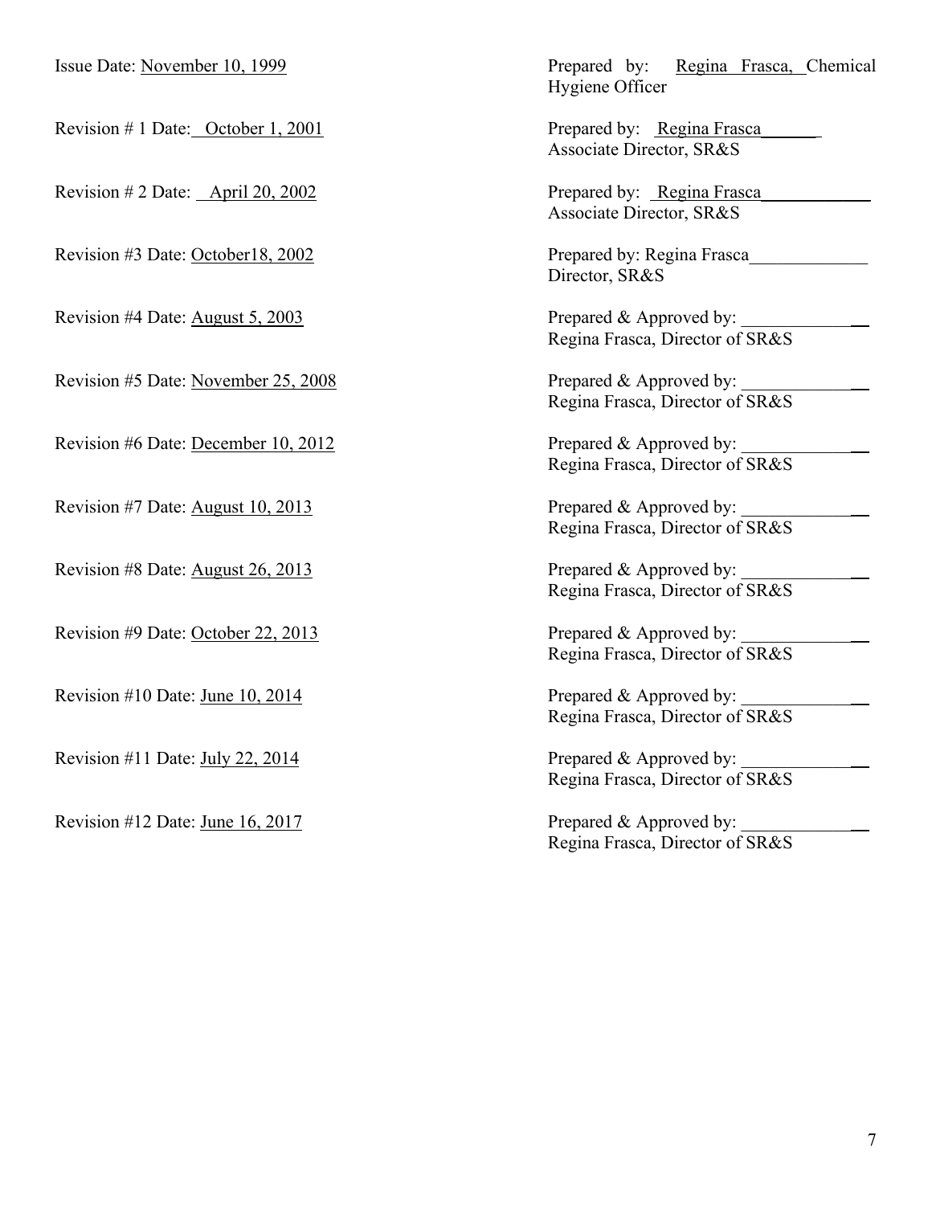| | |
|---|---|
| Issue Date: November 10, 1999 | Prepared by: Regina Frasca, Chemical Hygiene Officer |
| Revision # 1 Date: October 1, 2001 | Prepared by: Regina Frasca______ Associate Director, SR&S |
| Revision # 2 Date: April 20, 2002 | Prepared by: Regina Frasca____________ Associate Director, SR&S |
| Revision #3 Date: October18, 2002 | Prepared by: Regina Frasca_____________ Director, SR&S |
| Revision #4 Date: August 5, 2003 | Prepared & Approved by: _______________ Regina Frasca, Director of SR&S |
| Revision #5 Date: November 25, 2008 | Prepared & Approved by: _______________ Regina Frasca, Director of SR&S |
| Revision #6 Date: December 10, 2012 | Prepared & Approved by: _______________ Regina Frasca, Director of SR&S |
| Revision #7 Date: August 10, 2013 | Prepared & Approved by: _______________ Regina Frasca, Director of SR&S |
| Revision #8 Date: August 26, 2013 | Prepared & Approved by: _______________ Regina Frasca, Director of SR&S |
| Revision #9 Date: October 22, 2013 | Prepared & Approved by: _______________ Regina Frasca, Director of SR&S |
| Revision #10 Date: June 10, 2014 | Prepared & Approved by: _______________ Regina Frasca, Director of SR&S |
| Revision #11 Date: July 22, 2014 | Prepared & Approved by: _______________ Regina Frasca, Director of SR&S |
| Revision #12 Date: June 16, 2017 | Prepared & Approved by: _______________ Regina Frasca, Director of SR&S |